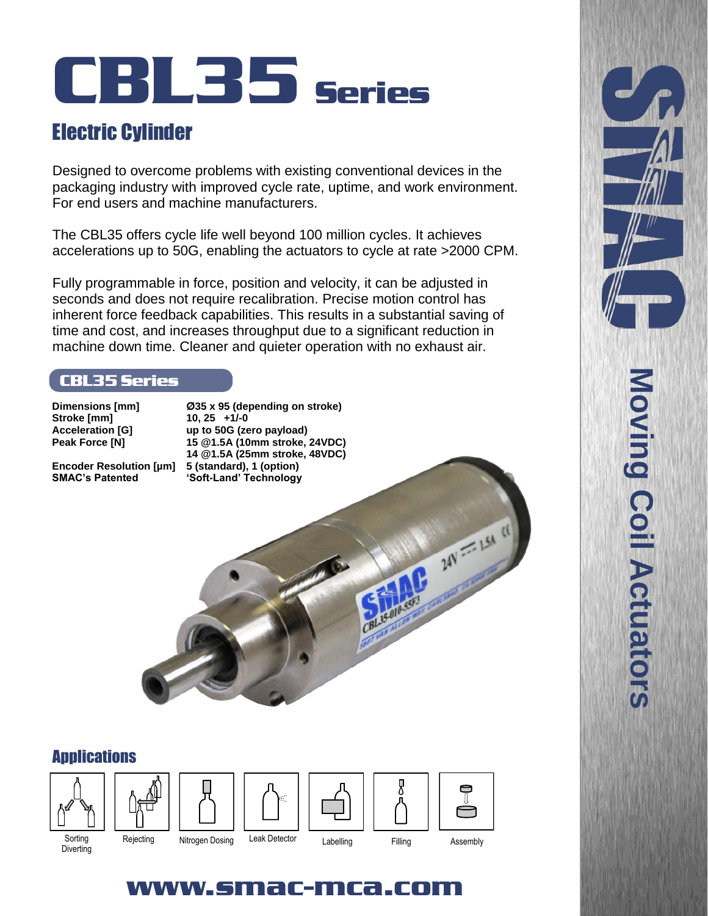# CBL35 Series

## Electric Cylinder

Designed to overcome problems with existing conventional devices in the packaging industry with improved cycle rate, uptime, and work environment. For end users and machine manufacturers.

The CBL35 offers cycle life well beyond 100 million cycles. It achieves accelerations up to 50G, enabling the actuators to cycle at rate >2000 CPM.

Fully programmable in force, position and velocity, it can be adjusted in seconds and does not require recalibration. Precise motion control has inherent force feedback capabilities. This results in a substantial saving of time and cost, and increases throughput due to a significant reduction in machine down time. Cleaner and quieter operation with no exhaust air.

### CBL35 Series

| | |
|---|---|
| **Dimensions [mm]** | **Ø35 x 95 (depending on stroke)** |
| **Stroke [mm]** | **10, 25 +1/-0** |
| **Acceleration [G]** | **up to 50G (zero payload)** |
| **Peak Force [N]** | **15 @1.5A (10mm stroke, 24VDC)**<br>**14 @1.5A (25mm stroke, 48VDC)** |
| **Encoder Resolution [µm]** | **5 (standard), 1 (option)** |
| **SMAC's Patented** | **'Soft-Land' Technology** |

## Applications

Sorting Diverting | Rejecting | Nitrogen Dosing | Leak Detector | Labelling | Filling | Assembly

**www.smac-mca.com**

SMAC Moving Coil Actuators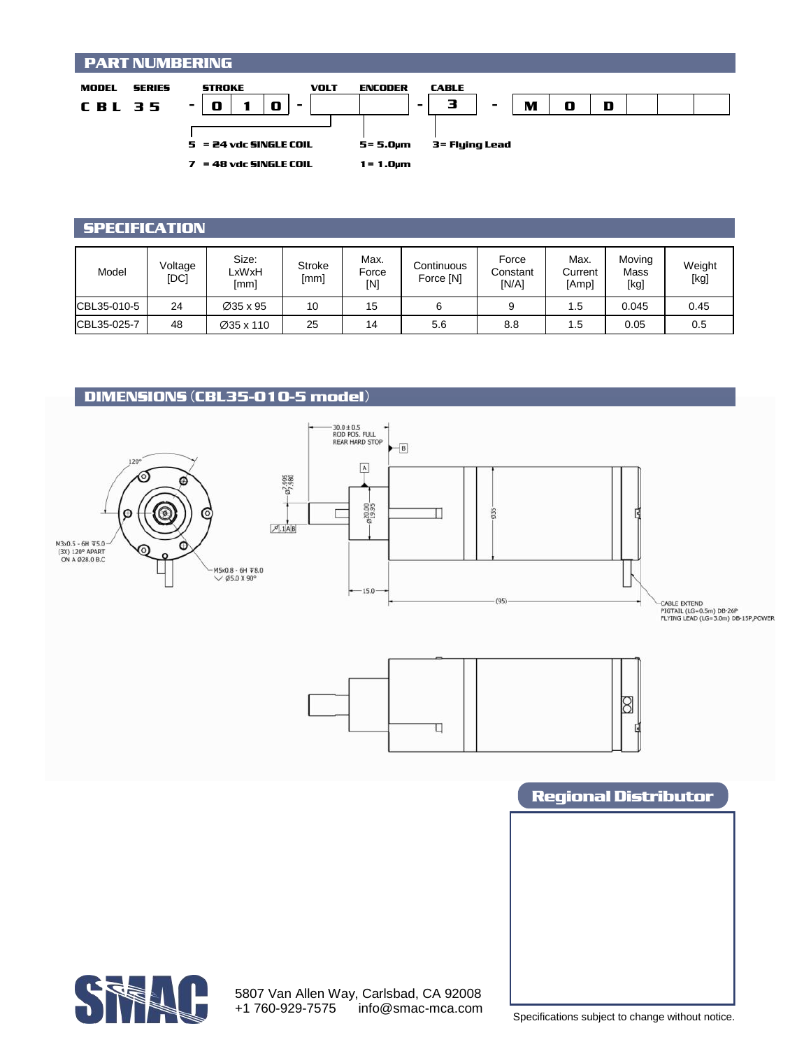## PART NUMBERING

| MODEL | SERIES | | STROKE | | | | VOLT | ENCODER | | CABLE | | | | | | | |
|---|---|---|---|---|---|---|---|---|---|---|---|---|---|---|---|---|---|
| C B L | 3 5 | - | 0 | 1 | 0 | - | | | - | 3 | - | M | 0 | D | | | |

5 = 24 vdc SINGLE COIL

7 = 48 vdc SINGLE COIL

5= 5.0µm

1 = 1.0µm

3= Flying Lead

## SPECIFICATION

| Model | Voltage [DC] | Size: LxWxH [mm] | Stroke [mm] | Max. Force [N] | Continuous Force [N] | Force Constant [N/A] | Max. Current [Amp] | Moving Mass [kg] | Weight [kg] |
|---|---|---|---|---|---|---|---|---|---|
| CBL35-010-5 | 24 | Ø35 x 95 | 10 | 15 | 6 | 9 | 1.5 | 0.045 | 0.45 |
| CBL35-025-7 | 48 | Ø35 x 110 | 25 | 14 | 5.6 | 8.8 | 1.5 | 0.05 | 0.5 |

## DIMENSIONS (CBL35-010-5 model)

30.0 ± 0.5
ROD POS. FULL
REAR HARD STOP

120°

M3x0.5 - 6H ∓5.0
(3X) 120° APART
ON A Ø28.0 B.C

M5x0.8 - 6H ∓8.0
⌵ Ø5.0 X 90°

Ø7.995
Ø7.980

Ø20.00
Ø19.95

Ø35

15.0

(95)

CABLE EXTEND
PIGTAIL (LG=0.5m) DB-26P
FLYING LEAD (LG=3.0m) DB-15P,POWER

### Regional Distributor

5807 Van Allen Way, Carlsbad, CA 92008
+1 760-929-7575 info@smac-mca.com

Specifications subject to change without notice.